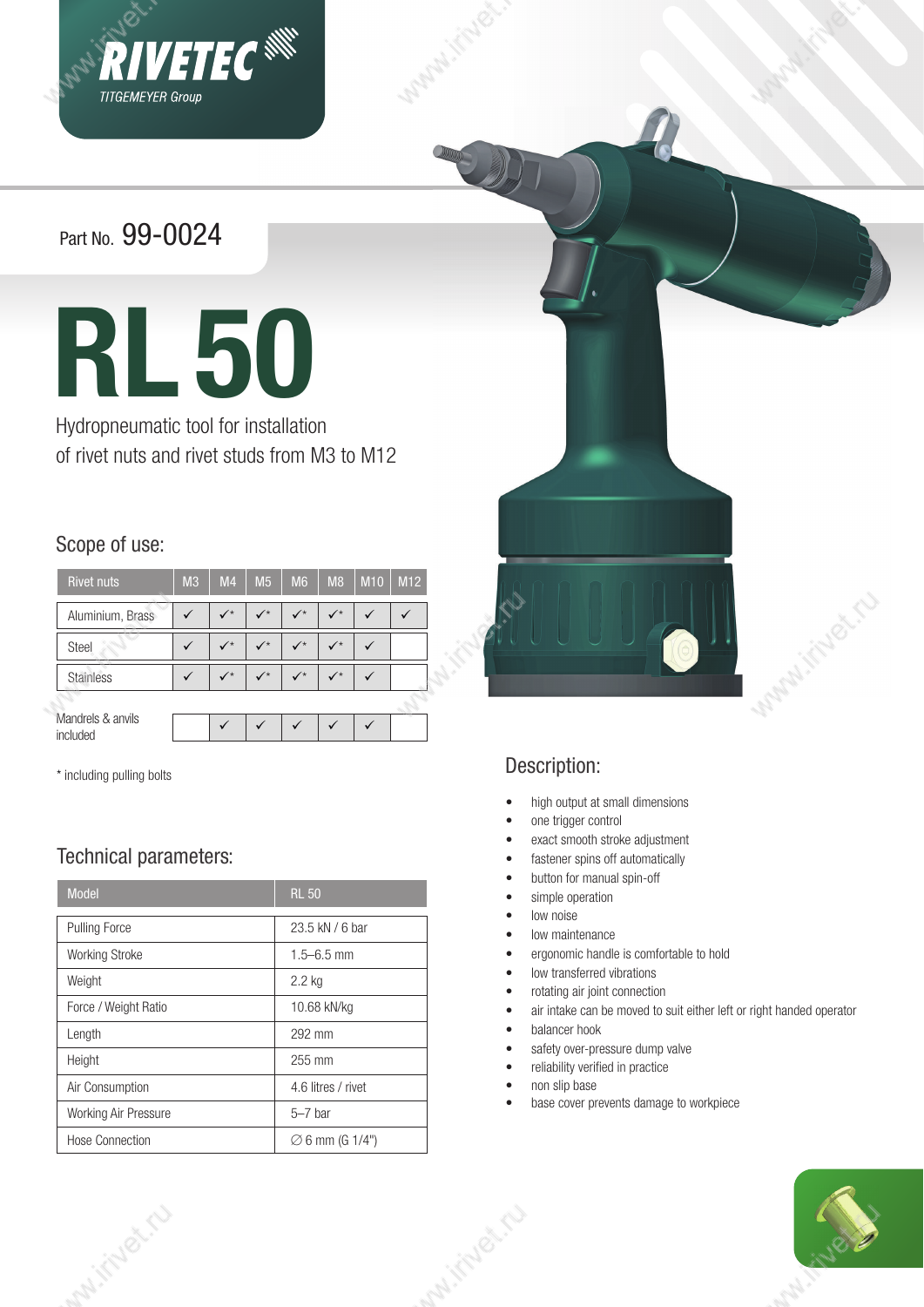RIVETEC

TITGEMEYER Group

Part No. 99-0024

# RL 50

Hydropneumatic tool for installation of rivet nuts and rivet studs from M3 to M12

## Scope of use:

| Rivet nuts | M3 | M4 | M5 | M6 | M8 | M10 | M12 |
|---|---|---|---|---|---|---|---|
| Aluminium, Brass | ✓ | ✓* | ✓* | ✓* | ✓* | ✓ | ✓ |
| Steel | ✓ | ✓* | ✓* | ✓* | ✓* | ✓ | |
| Stainless | ✓ | ✓* | ✓* | ✓* | ✓* | ✓ | |
| Mandrels & anvils included | | ✓ | ✓ | ✓ | ✓ | ✓ | |

\* including pulling bolts

## Technical parameters:

| Model | RL 50 |
|---|---|
| Pulling Force | 23.5 kN / 6 bar |
| Working Stroke | 1.5–6.5 mm |
| Weight | 2.2 kg |
| Force / Weight Ratio | 10.68 kN/kg |
| Length | 292 mm |
| Height | 255 mm |
| Air Consumption | 4.6 litres / rivet |
| Working Air Pressure | 5–7 bar |
| Hose Connection | ∅ 6 mm (G 1/4") |

## Description:

- high output at small dimensions
- one trigger control
- exact smooth stroke adjustment
- fastener spins off automatically
- button for manual spin-off
- simple operation
- low noise
- low maintenance
- ergonomic handle is comfortable to hold
- low transferred vibrations
- rotating air joint connection
- air intake can be moved to suit either left or right handed operator
- balancer hook
- safety over-pressure dump valve
- reliability verified in practice
- non slip base
- base cover prevents damage to workpiece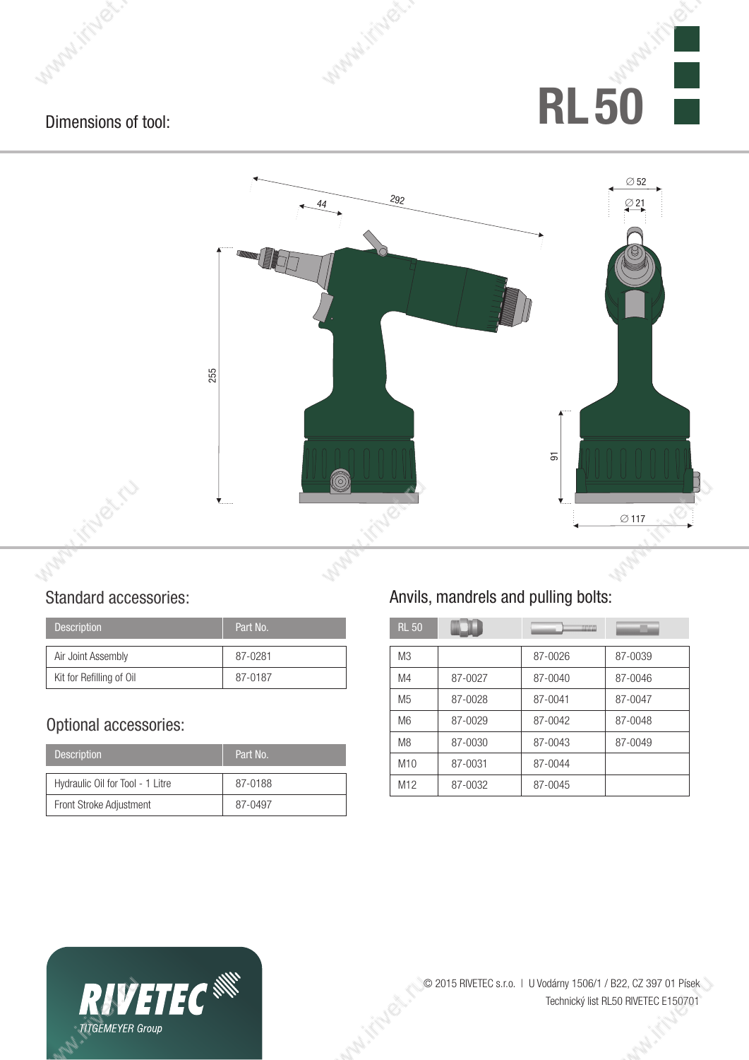## Dimensions of tool:

# RL 50

292
44
255
∅ 52
∅ 21
91
∅ 117

## Standard accessories:

| Description | Part No. |
|---|---|
| Air Joint Assembly | 87-0281 |
| Kit for Refilling of Oil | 87-0187 |

## Optional accessories:

| Description | Part No. |
|---|---|
| Hydraulic Oil for Tool - 1 Litre | 87-0188 |
| Front Stroke Adjustment | 87-0497 |

## Anvils, mandrels and pulling bolts:

| RL 50 | | | |
|---|---|---|---|
| M3 | | 87-0026 | 87-0039 |
| M4 | 87-0027 | 87-0040 | 87-0046 |
| M5 | 87-0028 | 87-0041 | 87-0047 |
| M6 | 87-0029 | 87-0042 | 87-0048 |
| M8 | 87-0030 | 87-0043 | 87-0049 |
| M10 | 87-0031 | 87-0044 | |
| M12 | 87-0032 | 87-0045 | |

RIVETEC
TITGEMEYER Group

© 2015 RIVETEC s.r.o. | U Vodárny 1506/1 / B22, CZ 397 01 Písek
Technický list RL50 RIVETEC E150701